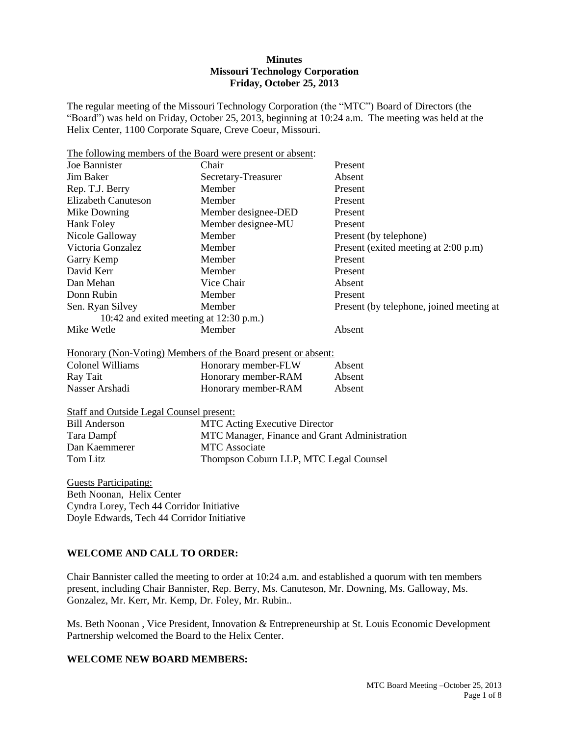**Minutes**
**Missouri Technology Corporation**
**Friday, October 25, 2013**

The regular meeting of the Missouri Technology Corporation (the "MTC") Board of Directors (the "Board") was held on Friday, October 25, 2013, beginning at 10:24 a.m. The meeting was held at the Helix Center, 1100 Corporate Square, Creve Coeur, Missouri.

The following members of the Board were present or absent:

| | | |
|---|---|---|
| Joe Bannister | Chair | Present |
| Jim Baker | Secretary-Treasurer | Absent |
| Rep. T.J. Berry | Member | Present |
| Elizabeth Canuteson | Member | Present |
| Mike Downing | Member designee-DED | Present |
| Hank Foley | Member designee-MU | Present |
| Nicole Galloway | Member | Present (by telephone) |
| Victoria Gonzalez | Member | Present (exited meeting at 2:00 p.m) |
| Garry Kemp | Member | Present |
| David Kerr | Member | Present |
| Dan Mehan | Vice Chair | Absent |
| Donn Rubin | Member | Present |
| Sen. Ryan Silvey | Member | Present (by telephone, joined meeting at 10:42 and exited meeting at 12:30 p.m.) |
| Mike Wetle | Member | Absent |

Honorary (Non-Voting) Members of the Board present or absent:

| | | |
|---|---|---|
| Colonel Williams | Honorary member-FLW | Absent |
| Ray Tait | Honorary member-RAM | Absent |
| Nasser Arshadi | Honorary member-RAM | Absent |

Staff and Outside Legal Counsel present:

| | |
|---|---|
| Bill Anderson | MTC Acting Executive Director |
| Tara Dampf | MTC Manager, Finance and Grant Administration |
| Dan Kaemmerer | MTC Associate |
| Tom Litz | Thompson Coburn LLP, MTC Legal Counsel |

Guests Participating:
Beth Noonan, Helix Center
Cyndra Lorey, Tech 44 Corridor Initiative
Doyle Edwards, Tech 44 Corridor Initiative

## WELCOME AND CALL TO ORDER:

Chair Bannister called the meeting to order at 10:24 a.m. and established a quorum with ten members present, including Chair Bannister, Rep. Berry, Ms. Canuteson, Mr. Downing, Ms. Galloway, Ms. Gonzalez, Mr. Kerr, Mr. Kemp, Dr. Foley, Mr. Rubin..

Ms. Beth Noonan , Vice President, Innovation & Entrepreneurship at St. Louis Economic Development Partnership welcomed the Board to the Helix Center.

## WELCOME NEW BOARD MEMBERS: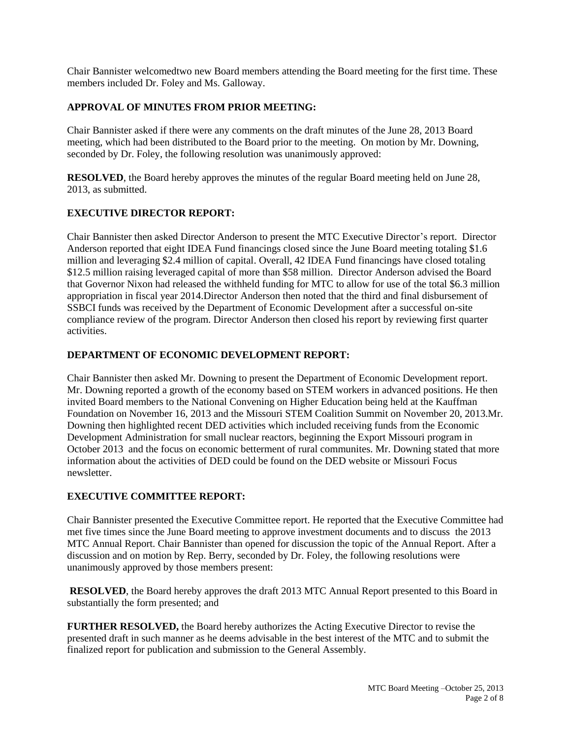Chair Bannister welcomedtwo new Board members attending the Board meeting for the first time. These members included Dr. Foley and Ms. Galloway.

**APPROVAL OF MINUTES FROM PRIOR MEETING:**

Chair Bannister asked if there were any comments on the draft minutes of the June 28, 2013 Board meeting, which had been distributed to the Board prior to the meeting. On motion by Mr. Downing, seconded by Dr. Foley, the following resolution was unanimously approved:

**RESOLVED**, the Board hereby approves the minutes of the regular Board meeting held on June 28, 2013, as submitted.

**EXECUTIVE DIRECTOR REPORT:**

Chair Bannister then asked Director Anderson to present the MTC Executive Director's report. Director Anderson reported that eight IDEA Fund financings closed since the June Board meeting totaling $1.6 million and leveraging $2.4 million of capital. Overall, 42 IDEA Fund financings have closed totaling $12.5 million raising leveraged capital of more than $58 million. Director Anderson advised the Board that Governor Nixon had released the withheld funding for MTC to allow for use of the total $6.3 million appropriation in fiscal year 2014.Director Anderson then noted that the third and final disbursement of SSBCI funds was received by the Department of Economic Development after a successful on-site compliance review of the program. Director Anderson then closed his report by reviewing first quarter activities.

**DEPARTMENT OF ECONOMIC DEVELOPMENT REPORT:**

Chair Bannister then asked Mr. Downing to present the Department of Economic Development report. Mr. Downing reported a growth of the economy based on STEM workers in advanced positions. He then invited Board members to the National Convening on Higher Education being held at the Kauffman Foundation on November 16, 2013 and the Missouri STEM Coalition Summit on November 20, 2013.Mr. Downing then highlighted recent DED activities which included receiving funds from the Economic Development Administration for small nuclear reactors, beginning the Export Missouri program in October 2013 and the focus on economic betterment of rural communites. Mr. Downing stated that more information about the activities of DED could be found on the DED website or Missouri Focus newsletter.

**EXECUTIVE COMMITTEE REPORT:**

Chair Bannister presented the Executive Committee report. He reported that the Executive Committee had met five times since the June Board meeting to approve investment documents and to discuss the 2013 MTC Annual Report. Chair Bannister than opened for discussion the topic of the Annual Report. After a discussion and on motion by Rep. Berry, seconded by Dr. Foley, the following resolutions were unanimously approved by those members present:

**RESOLVED**, the Board hereby approves the draft 2013 MTC Annual Report presented to this Board in substantially the form presented; and

**FURTHER RESOLVED,** the Board hereby authorizes the Acting Executive Director to revise the presented draft in such manner as he deems advisable in the best interest of the MTC and to submit the finalized report for publication and submission to the General Assembly.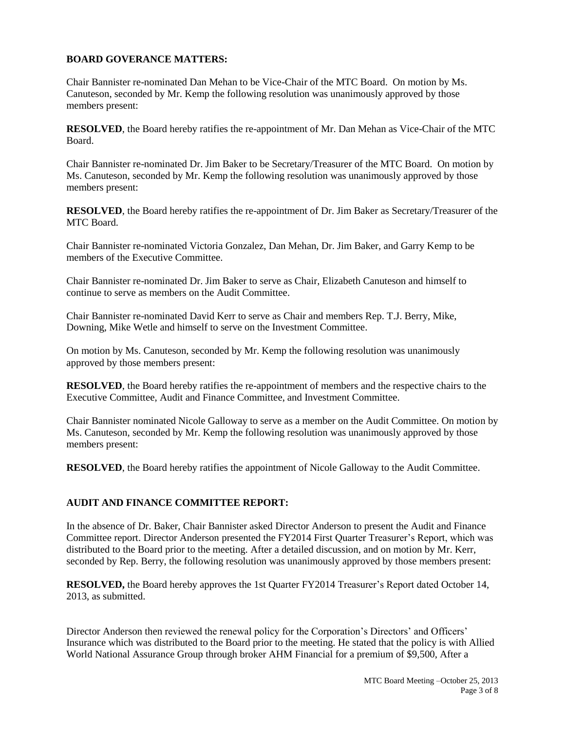**BOARD GOVERANCE MATTERS:**

Chair Bannister re-nominated Dan Mehan to be Vice-Chair of the MTC Board. On motion by Ms. Canuteson, seconded by Mr. Kemp the following resolution was unanimously approved by those members present:

**RESOLVED**, the Board hereby ratifies the re-appointment of Mr. Dan Mehan as Vice-Chair of the MTC Board.

Chair Bannister re-nominated Dr. Jim Baker to be Secretary/Treasurer of the MTC Board. On motion by Ms. Canuteson, seconded by Mr. Kemp the following resolution was unanimously approved by those members present:

**RESOLVED**, the Board hereby ratifies the re-appointment of Dr. Jim Baker as Secretary/Treasurer of the MTC Board.

Chair Bannister re-nominated Victoria Gonzalez, Dan Mehan, Dr. Jim Baker, and Garry Kemp to be members of the Executive Committee.

Chair Bannister re-nominated Dr. Jim Baker to serve as Chair, Elizabeth Canuteson and himself to continue to serve as members on the Audit Committee.

Chair Bannister re-nominated David Kerr to serve as Chair and members Rep. T.J. Berry, Mike, Downing, Mike Wetle and himself to serve on the Investment Committee.

On motion by Ms. Canuteson, seconded by Mr. Kemp the following resolution was unanimously approved by those members present:

**RESOLVED**, the Board hereby ratifies the re-appointment of members and the respective chairs to the Executive Committee, Audit and Finance Committee, and Investment Committee.

Chair Bannister nominated Nicole Galloway to serve as a member on the Audit Committee. On motion by Ms. Canuteson, seconded by Mr. Kemp the following resolution was unanimously approved by those members present:

**RESOLVED**, the Board hereby ratifies the appointment of Nicole Galloway to the Audit Committee.

**AUDIT AND FINANCE COMMITTEE REPORT:**

In the absence of Dr. Baker, Chair Bannister asked Director Anderson to present the Audit and Finance Committee report. Director Anderson presented the FY2014 First Quarter Treasurer's Report, which was distributed to the Board prior to the meeting. After a detailed discussion, and on motion by Mr. Kerr, seconded by Rep. Berry, the following resolution was unanimously approved by those members present:

**RESOLVED,** the Board hereby approves the 1st Quarter FY2014 Treasurer's Report dated October 14, 2013, as submitted.

Director Anderson then reviewed the renewal policy for the Corporation's Directors' and Officers' Insurance which was distributed to the Board prior to the meeting. He stated that the policy is with Allied World National Assurance Group through broker AHM Financial for a premium of $9,500, After a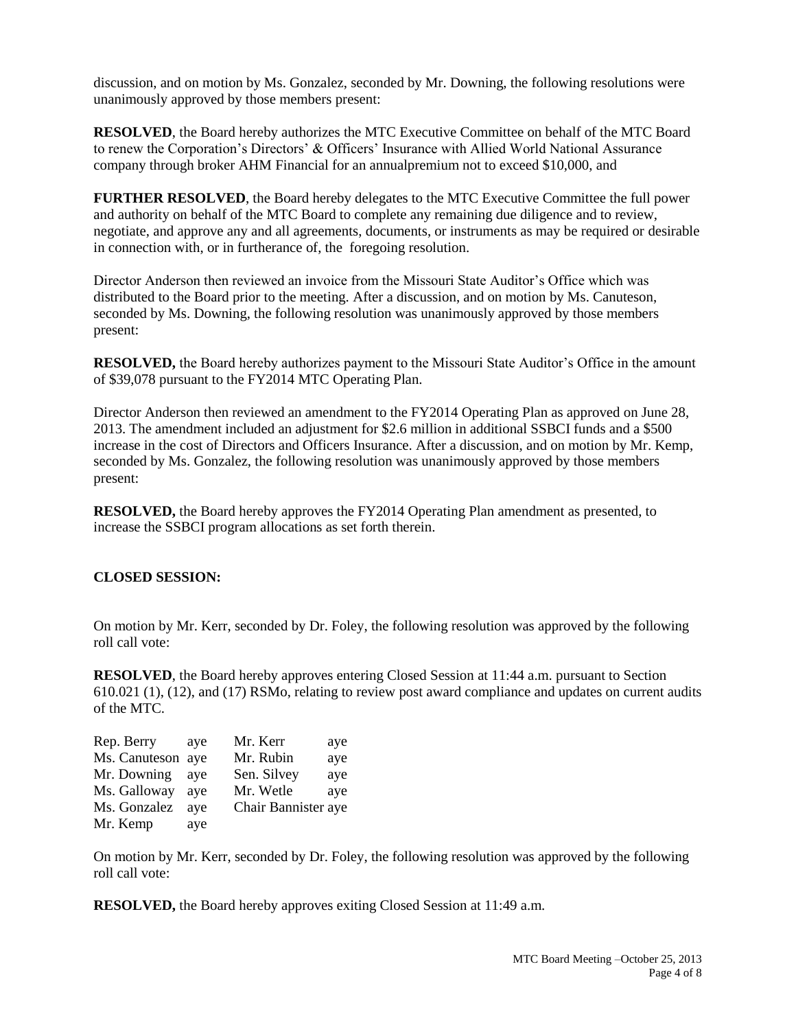discussion, and on motion by Ms. Gonzalez, seconded by Mr. Downing, the following resolutions were unanimously approved by those members present:

**RESOLVED**, the Board hereby authorizes the MTC Executive Committee on behalf of the MTC Board to renew the Corporation's Directors' & Officers' Insurance with Allied World National Assurance company through broker AHM Financial for an annualpremium not to exceed $10,000, and

**FURTHER RESOLVED**, the Board hereby delegates to the MTC Executive Committee the full power and authority on behalf of the MTC Board to complete any remaining due diligence and to review, negotiate, and approve any and all agreements, documents, or instruments as may be required or desirable in connection with, or in furtherance of, the foregoing resolution.

Director Anderson then reviewed an invoice from the Missouri State Auditor's Office which was distributed to the Board prior to the meeting. After a discussion, and on motion by Ms. Canuteson, seconded by Ms. Downing, the following resolution was unanimously approved by those members present:

**RESOLVED,** the Board hereby authorizes payment to the Missouri State Auditor's Office in the amount of $39,078 pursuant to the FY2014 MTC Operating Plan.

Director Anderson then reviewed an amendment to the FY2014 Operating Plan as approved on June 28, 2013. The amendment included an adjustment for $2.6 million in additional SSBCI funds and a $500 increase in the cost of Directors and Officers Insurance. After a discussion, and on motion by Mr. Kemp, seconded by Ms. Gonzalez, the following resolution was unanimously approved by those members present:

**RESOLVED,** the Board hereby approves the FY2014 Operating Plan amendment as presented, to increase the SSBCI program allocations as set forth therein.

**CLOSED SESSION:**

On motion by Mr. Kerr, seconded by Dr. Foley, the following resolution was approved by the following roll call vote:

**RESOLVED**, the Board hereby approves entering Closed Session at 11:44 a.m. pursuant to Section 610.021 (1), (12), and (17) RSMo, relating to review post award compliance and updates on current audits of the MTC.

| | | | |
|---|---|---|---|
| Rep. Berry | aye | Mr. Kerr | aye |
| Ms. Canuteson | aye | Mr. Rubin | aye |
| Mr. Downing | aye | Sen. Silvey | aye |
| Ms. Galloway | aye | Mr. Wetle | aye |
| Ms. Gonzalez | aye | Chair Bannister | aye |
| Mr. Kemp | aye | | |

On motion by Mr. Kerr, seconded by Dr. Foley, the following resolution was approved by the following roll call vote:

**RESOLVED,** the Board hereby approves exiting Closed Session at 11:49 a.m.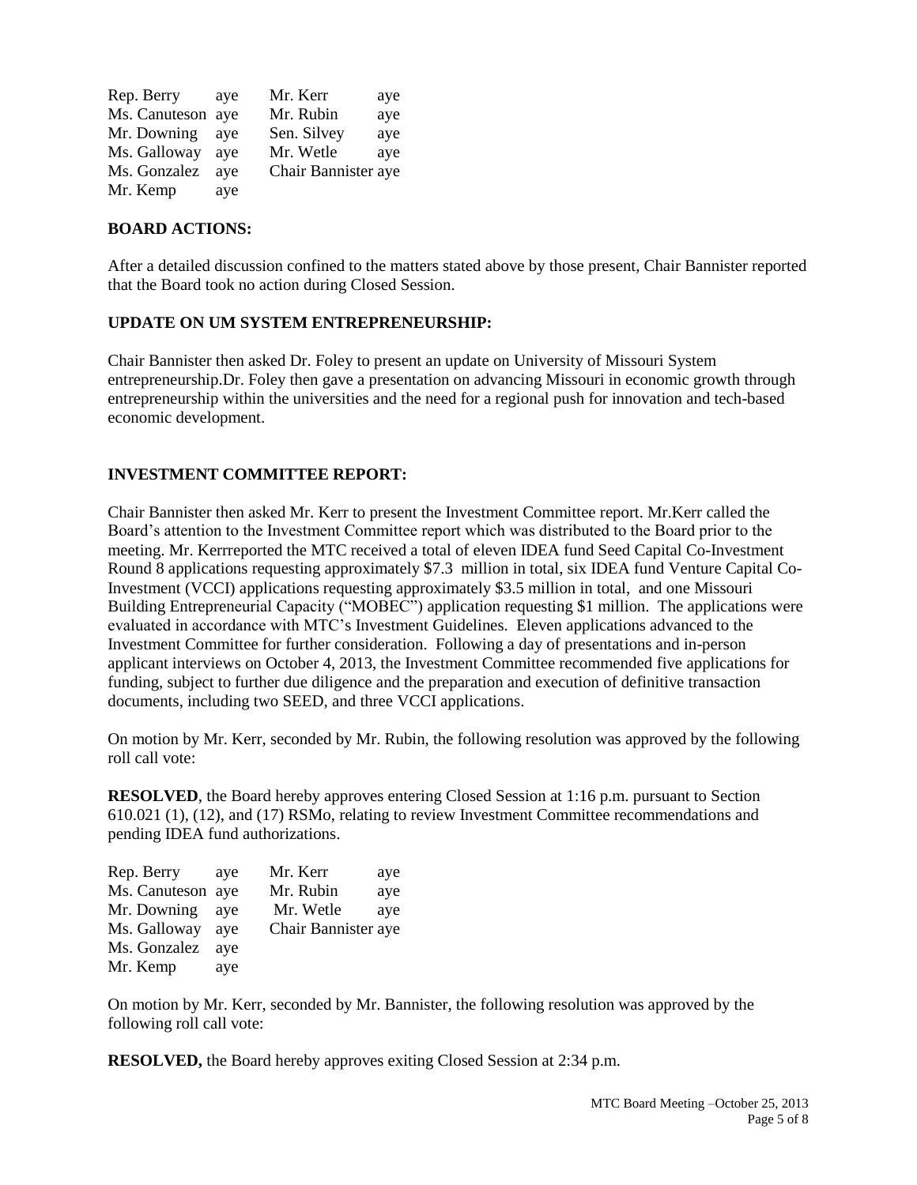| | | | |
|---|---|---|---|
| Rep. Berry | aye | Mr. Kerr | aye |
| Ms. Canuteson | aye | Mr. Rubin | aye |
| Mr. Downing | aye | Sen. Silvey | aye |
| Ms. Galloway | aye | Mr. Wetle | aye |
| Ms. Gonzalez | aye | Chair Bannister | aye |
| Mr. Kemp | aye | | |

**BOARD ACTIONS:**

After a detailed discussion confined to the matters stated above by those present, Chair Bannister reported that the Board took no action during Closed Session.

**UPDATE ON UM SYSTEM ENTREPRENEURSHIP:**

Chair Bannister then asked Dr. Foley to present an update on University of Missouri System entrepreneurship.Dr. Foley then gave a presentation on advancing Missouri in economic growth through entrepreneurship within the universities and the need for a regional push for innovation and tech-based economic development.

**INVESTMENT COMMITTEE REPORT:**

Chair Bannister then asked Mr. Kerr to present the Investment Committee report. Mr.Kerr called the Board's attention to the Investment Committee report which was distributed to the Board prior to the meeting. Mr. Kerrreported the MTC received a total of eleven IDEA fund Seed Capital Co-Investment Round 8 applications requesting approximately $7.3 million in total, six IDEA fund Venture Capital Co-Investment (VCCI) applications requesting approximately $3.5 million in total, and one Missouri Building Entrepreneurial Capacity ("MOBEC") application requesting $1 million. The applications were evaluated in accordance with MTC's Investment Guidelines. Eleven applications advanced to the Investment Committee for further consideration. Following a day of presentations and in-person applicant interviews on October 4, 2013, the Investment Committee recommended five applications for funding, subject to further due diligence and the preparation and execution of definitive transaction documents, including two SEED, and three VCCI applications.

On motion by Mr. Kerr, seconded by Mr. Rubin, the following resolution was approved by the following roll call vote:

**RESOLVED**, the Board hereby approves entering Closed Session at 1:16 p.m. pursuant to Section 610.021 (1), (12), and (17) RSMo, relating to review Investment Committee recommendations and pending IDEA fund authorizations.

| | | | |
|---|---|---|---|
| Rep. Berry | aye | Mr. Kerr | aye |
| Ms. Canuteson | aye | Mr. Rubin | aye |
| Mr. Downing | aye | Mr. Wetle | aye |
| Ms. Galloway | aye | Chair Bannister | aye |
| Ms. Gonzalez | aye | | |
| Mr. Kemp | aye | | |

On motion by Mr. Kerr, seconded by Mr. Bannister, the following resolution was approved by the following roll call vote:

**RESOLVED,** the Board hereby approves exiting Closed Session at 2:34 p.m.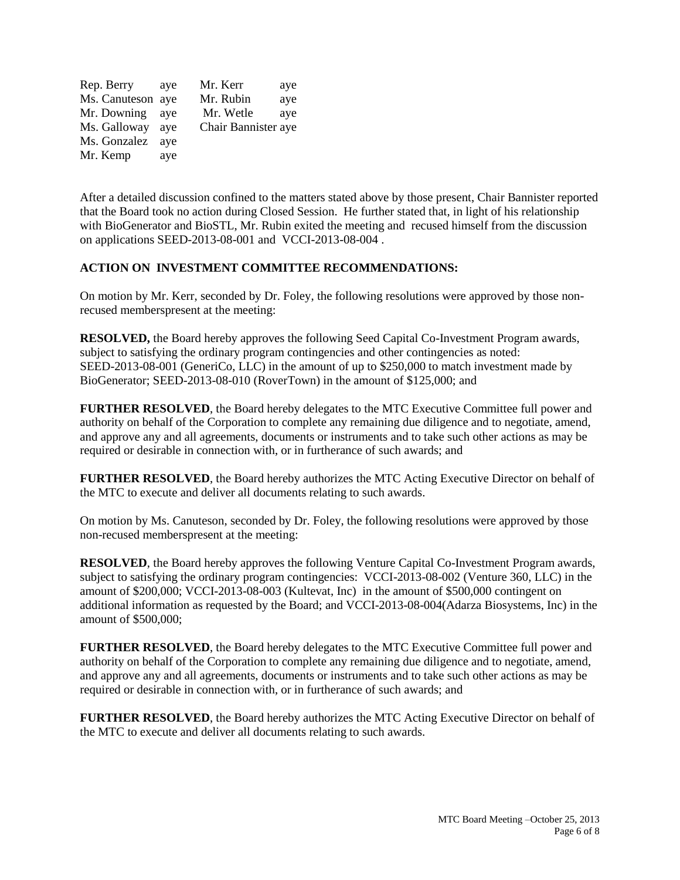| | | | |
|---|---|---|---|
| Rep. Berry | aye | Mr. Kerr | aye |
| Ms. Canuteson | aye | Mr. Rubin | aye |
| Mr. Downing | aye | Mr. Wetle | aye |
| Ms. Galloway | aye | Chair Bannister | aye |
| Ms. Gonzalez | aye | | |
| Mr. Kemp | aye | | |

After a detailed discussion confined to the matters stated above by those present, Chair Bannister reported that the Board took no action during Closed Session. He further stated that, in light of his relationship with BioGenerator and BioSTL, Mr. Rubin exited the meeting and recused himself from the discussion on applications SEED-2013-08-001 and VCCI-2013-08-004 .

**ACTION ON INVESTMENT COMMITTEE RECOMMENDATIONS:**

On motion by Mr. Kerr, seconded by Dr. Foley, the following resolutions were approved by those non-recused memberspresent at the meeting:

**RESOLVED,** the Board hereby approves the following Seed Capital Co-Investment Program awards, subject to satisfying the ordinary program contingencies and other contingencies as noted: SEED-2013-08-001 (GeneriCo, LLC) in the amount of up to $250,000 to match investment made by BioGenerator; SEED-2013-08-010 (RoverTown) in the amount of $125,000; and

**FURTHER RESOLVED**, the Board hereby delegates to the MTC Executive Committee full power and authority on behalf of the Corporation to complete any remaining due diligence and to negotiate, amend, and approve any and all agreements, documents or instruments and to take such other actions as may be required or desirable in connection with, or in furtherance of such awards; and

**FURTHER RESOLVED**, the Board hereby authorizes the MTC Acting Executive Director on behalf of the MTC to execute and deliver all documents relating to such awards.

On motion by Ms. Canuteson, seconded by Dr. Foley, the following resolutions were approved by those non-recused memberspresent at the meeting:

**RESOLVED**, the Board hereby approves the following Venture Capital Co-Investment Program awards, subject to satisfying the ordinary program contingencies: VCCI-2013-08-002 (Venture 360, LLC) in the amount of $200,000; VCCI-2013-08-003 (Kultevat, Inc) in the amount of $500,000 contingent on additional information as requested by the Board; and VCCI-2013-08-004(Adarza Biosystems, Inc) in the amount of $500,000;

**FURTHER RESOLVED**, the Board hereby delegates to the MTC Executive Committee full power and authority on behalf of the Corporation to complete any remaining due diligence and to negotiate, amend, and approve any and all agreements, documents or instruments and to take such other actions as may be required or desirable in connection with, or in furtherance of such awards; and

**FURTHER RESOLVED**, the Board hereby authorizes the MTC Acting Executive Director on behalf of the MTC to execute and deliver all documents relating to such awards.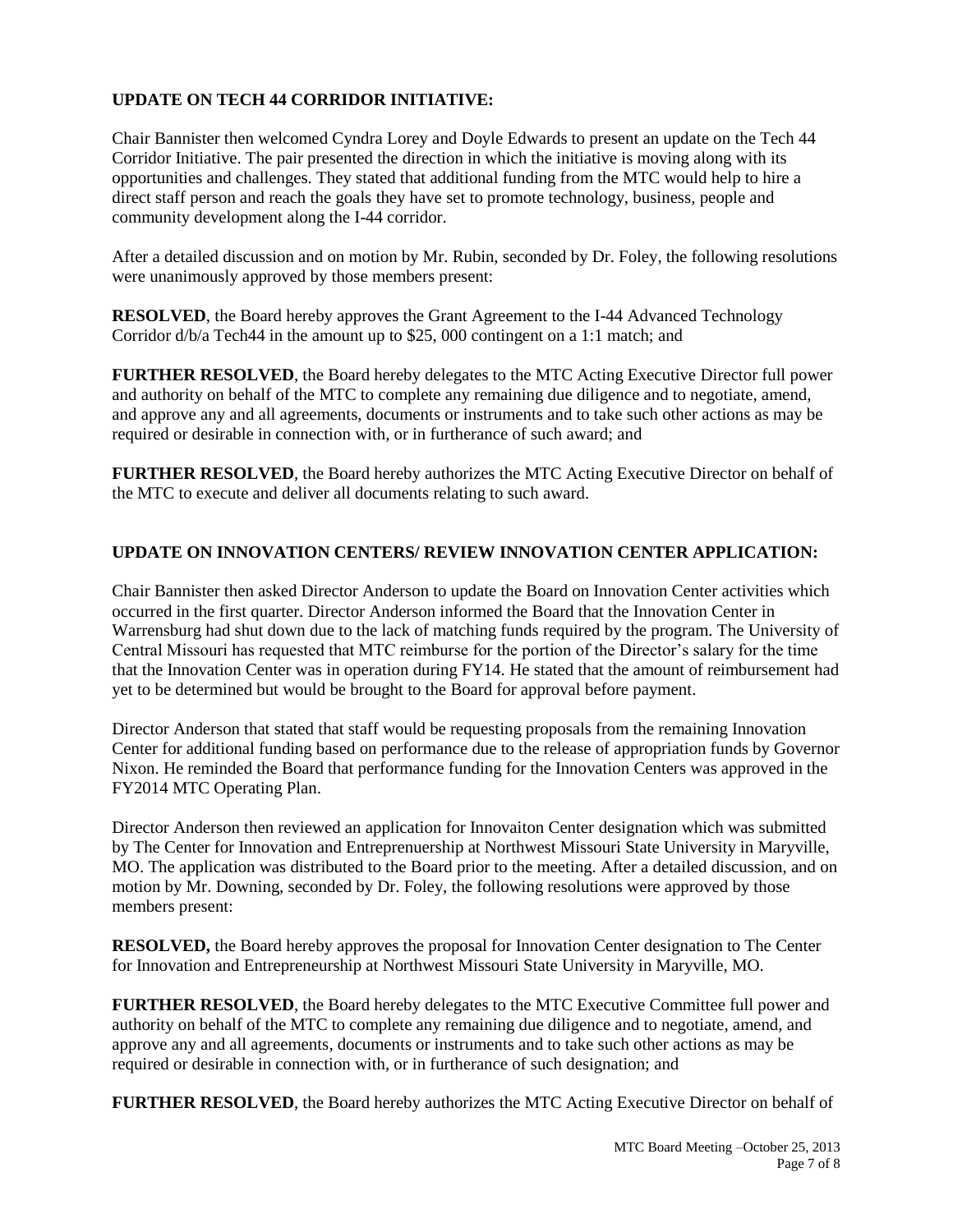**UPDATE ON TECH 44 CORRIDOR INITIATIVE:**

Chair Bannister then welcomed Cyndra Lorey and Doyle Edwards to present an update on the Tech 44 Corridor Initiative. The pair presented the direction in which the initiative is moving along with its opportunities and challenges. They stated that additional funding from the MTC would help to hire a direct staff person and reach the goals they have set to promote technology, business, people and community development along the I-44 corridor.

After a detailed discussion and on motion by Mr. Rubin, seconded by Dr. Foley, the following resolutions were unanimously approved by those members present:

**RESOLVED**, the Board hereby approves the Grant Agreement to the I-44 Advanced Technology Corridor d/b/a Tech44 in the amount up to $25, 000 contingent on a 1:1 match; and

**FURTHER RESOLVED**, the Board hereby delegates to the MTC Acting Executive Director full power and authority on behalf of the MTC to complete any remaining due diligence and to negotiate, amend, and approve any and all agreements, documents or instruments and to take such other actions as may be required or desirable in connection with, or in furtherance of such award; and

**FURTHER RESOLVED**, the Board hereby authorizes the MTC Acting Executive Director on behalf of the MTC to execute and deliver all documents relating to such award.

**UPDATE ON INNOVATION CENTERS/ REVIEW INNOVATION CENTER APPLICATION:**

Chair Bannister then asked Director Anderson to update the Board on Innovation Center activities which occurred in the first quarter. Director Anderson informed the Board that the Innovation Center in Warrensburg had shut down due to the lack of matching funds required by the program. The University of Central Missouri has requested that MTC reimburse for the portion of the Director's salary for the time that the Innovation Center was in operation during FY14. He stated that the amount of reimbursement had yet to be determined but would be brought to the Board for approval before payment.

Director Anderson that stated that staff would be requesting proposals from the remaining Innovation Center for additional funding based on performance due to the release of appropriation funds by Governor Nixon. He reminded the Board that performance funding for the Innovation Centers was approved in the FY2014 MTC Operating Plan.

Director Anderson then reviewed an application for Innovaiton Center designation which was submitted by The Center for Innovation and Entreprenuership at Northwest Missouri State University in Maryville, MO. The application was distributed to the Board prior to the meeting. After a detailed discussion, and on motion by Mr. Downing, seconded by Dr. Foley, the following resolutions were approved by those members present:

**RESOLVED,** the Board hereby approves the proposal for Innovation Center designation to The Center for Innovation and Entrepreneurship at Northwest Missouri State University in Maryville, MO.

**FURTHER RESOLVED**, the Board hereby delegates to the MTC Executive Committee full power and authority on behalf of the MTC to complete any remaining due diligence and to negotiate, amend, and approve any and all agreements, documents or instruments and to take such other actions as may be required or desirable in connection with, or in furtherance of such designation; and

**FURTHER RESOLVED**, the Board hereby authorizes the MTC Acting Executive Director on behalf of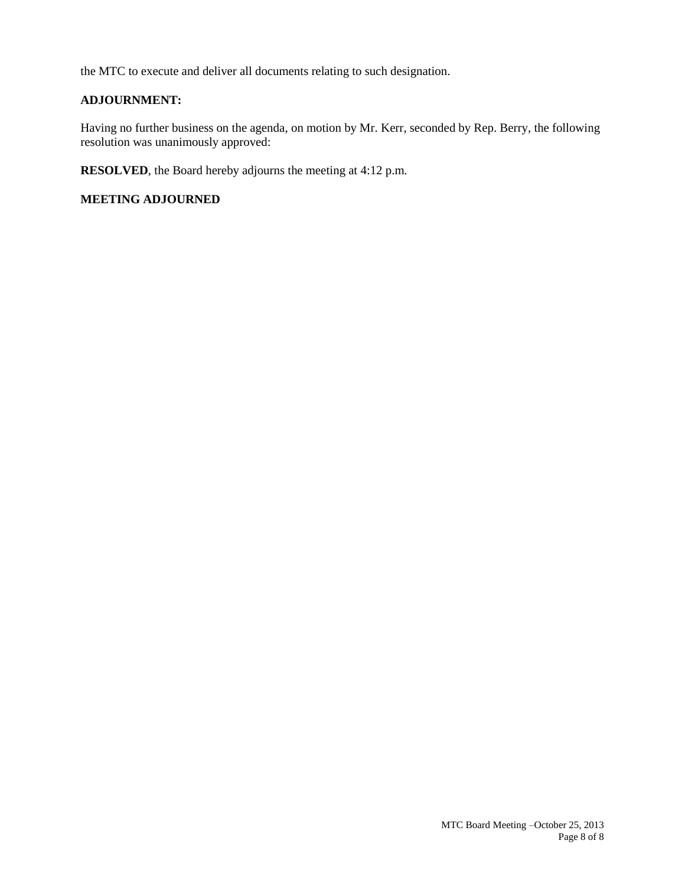the MTC to execute and deliver all documents relating to such designation.

**ADJOURNMENT:**

Having no further business on the agenda, on motion by Mr. Kerr, seconded by Rep. Berry, the following resolution was unanimously approved:

**RESOLVED**, the Board hereby adjourns the meeting at 4:12 p.m.

**MEETING ADJOURNED**